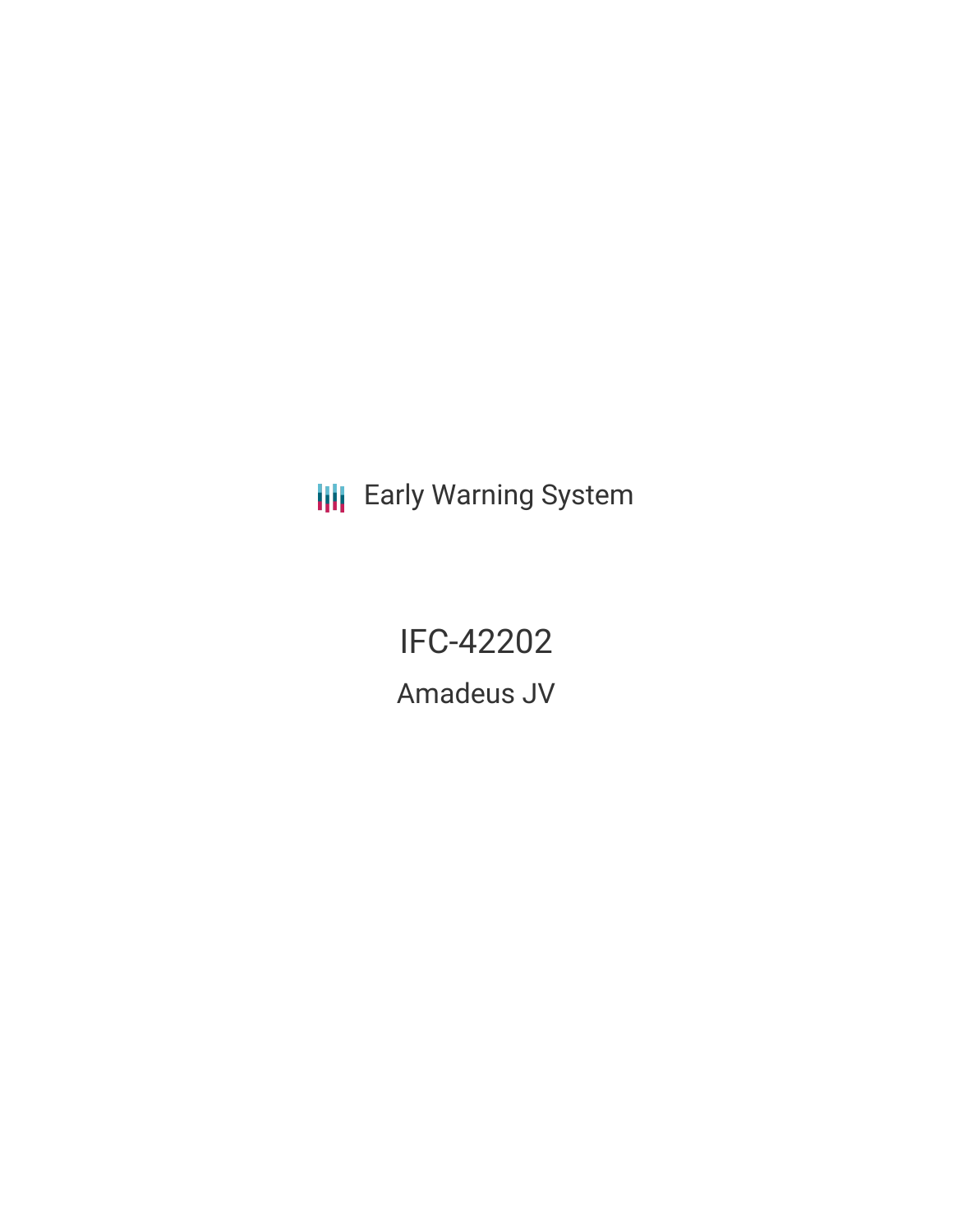Early Warning System

# IFC-42202

## Amadeus JV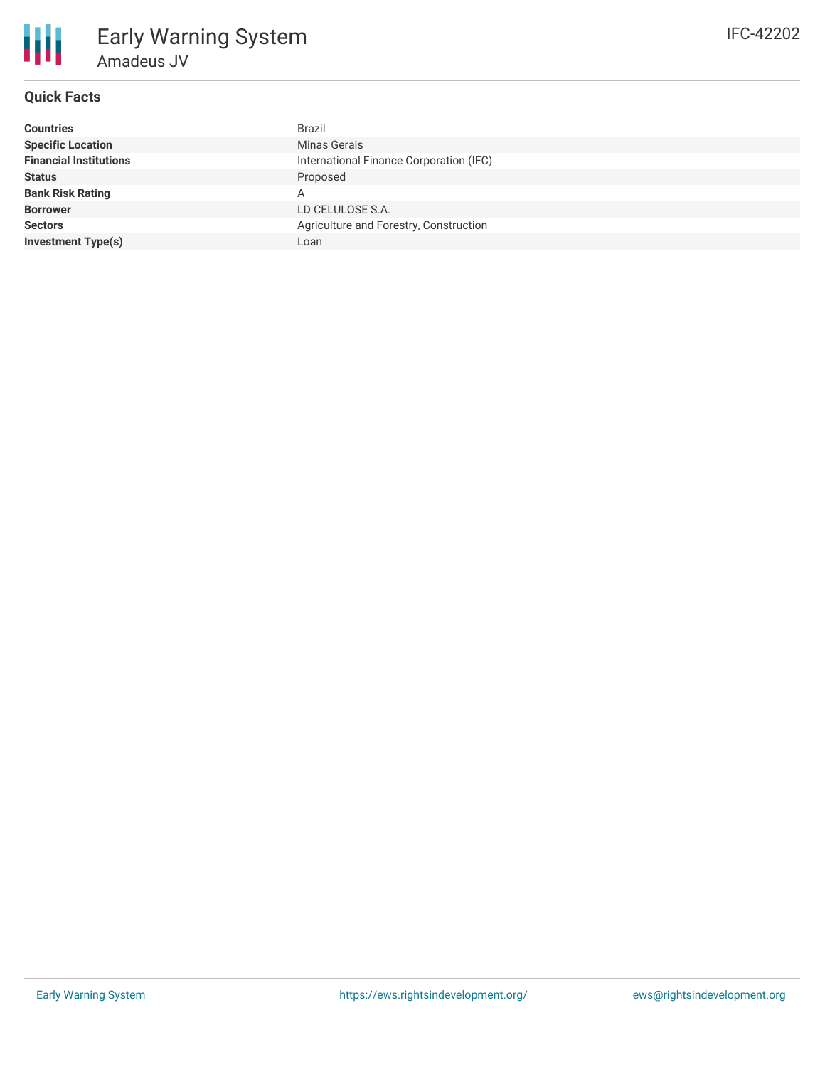# Early Warning System

## Amadeus JV

IFC-42202

### Quick Facts

| | |
|---|---|
| **Countries** | Brazil |
| **Specific Location** | Minas Gerais |
| **Financial Institutions** | International Finance Corporation (IFC) |
| **Status** | Proposed |
| **Bank Risk Rating** | A |
| **Borrower** | LD CELULOSE S.A. |
| **Sectors** | Agriculture and Forestry, Construction |
| **Investment Type(s)** | Loan |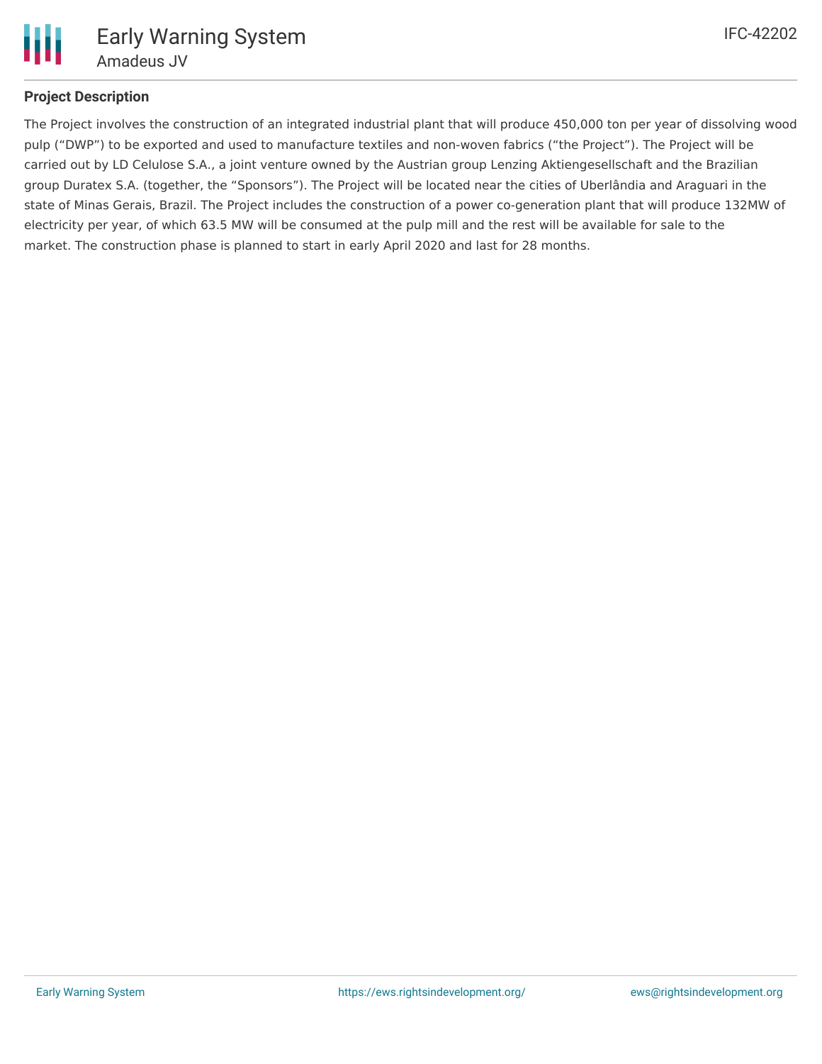## Project Description

The Project involves the construction of an integrated industrial plant that will produce 450,000 ton per year of dissolving wood pulp ("DWP") to be exported and used to manufacture textiles and non-woven fabrics ("the Project"). The Project will be carried out by LD Celulose S.A., a joint venture owned by the Austrian group Lenzing Aktiengesellschaft and the Brazilian group Duratex S.A. (together, the "Sponsors"). The Project will be located near the cities of Uberlândia and Araguari in the state of Minas Gerais, Brazil. The Project includes the construction of a power co-generation plant that will produce 132MW of electricity per year, of which 63.5 MW will be consumed at the pulp mill and the rest will be available for sale to the market. The construction phase is planned to start in early April 2020 and last for 28 months.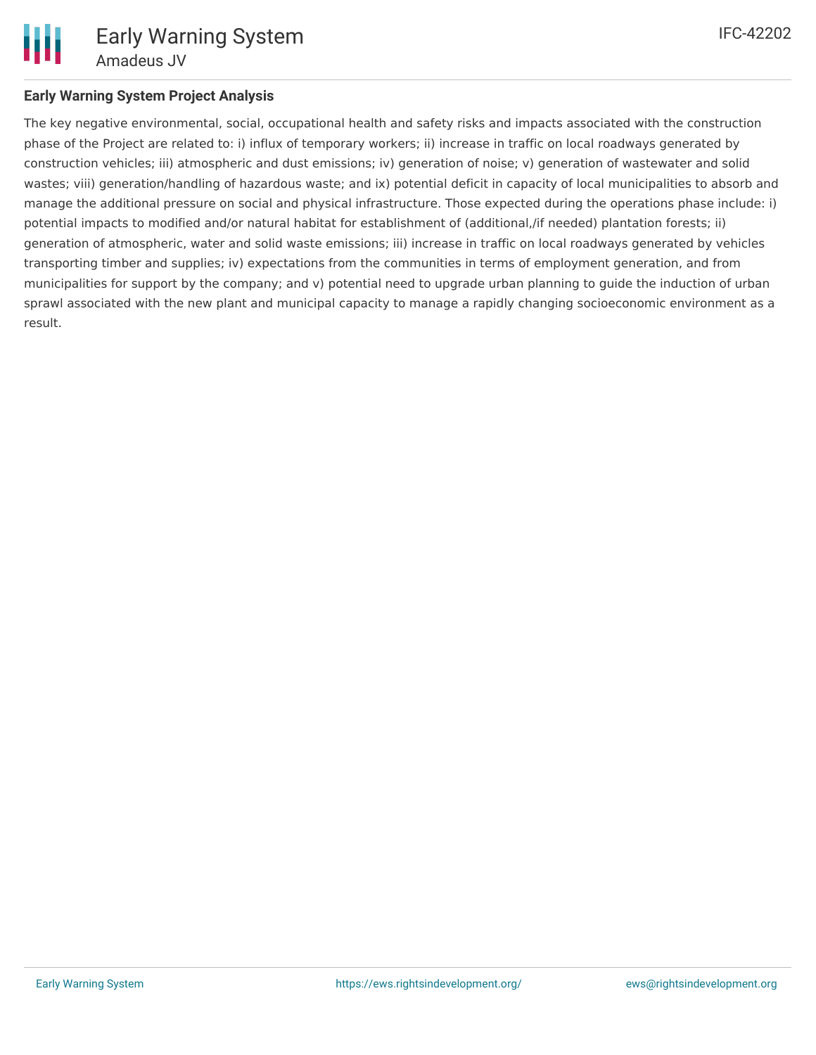## Early Warning System Project Analysis

The key negative environmental, social, occupational health and safety risks and impacts associated with the construction phase of the Project are related to: i) influx of temporary workers; ii) increase in traffic on local roadways generated by construction vehicles; iii) atmospheric and dust emissions; iv) generation of noise; v) generation of wastewater and solid wastes; viii) generation/handling of hazardous waste; and ix) potential deficit in capacity of local municipalities to absorb and manage the additional pressure on social and physical infrastructure. Those expected during the operations phase include: i) potential impacts to modified and/or natural habitat for establishment of (additional,/if needed) plantation forests; ii) generation of atmospheric, water and solid waste emissions; iii) increase in traffic on local roadways generated by vehicles transporting timber and supplies; iv) expectations from the communities in terms of employment generation, and from municipalities for support by the company; and v) potential need to upgrade urban planning to guide the induction of urban sprawl associated with the new plant and municipal capacity to manage a rapidly changing socioeconomic environment as a result.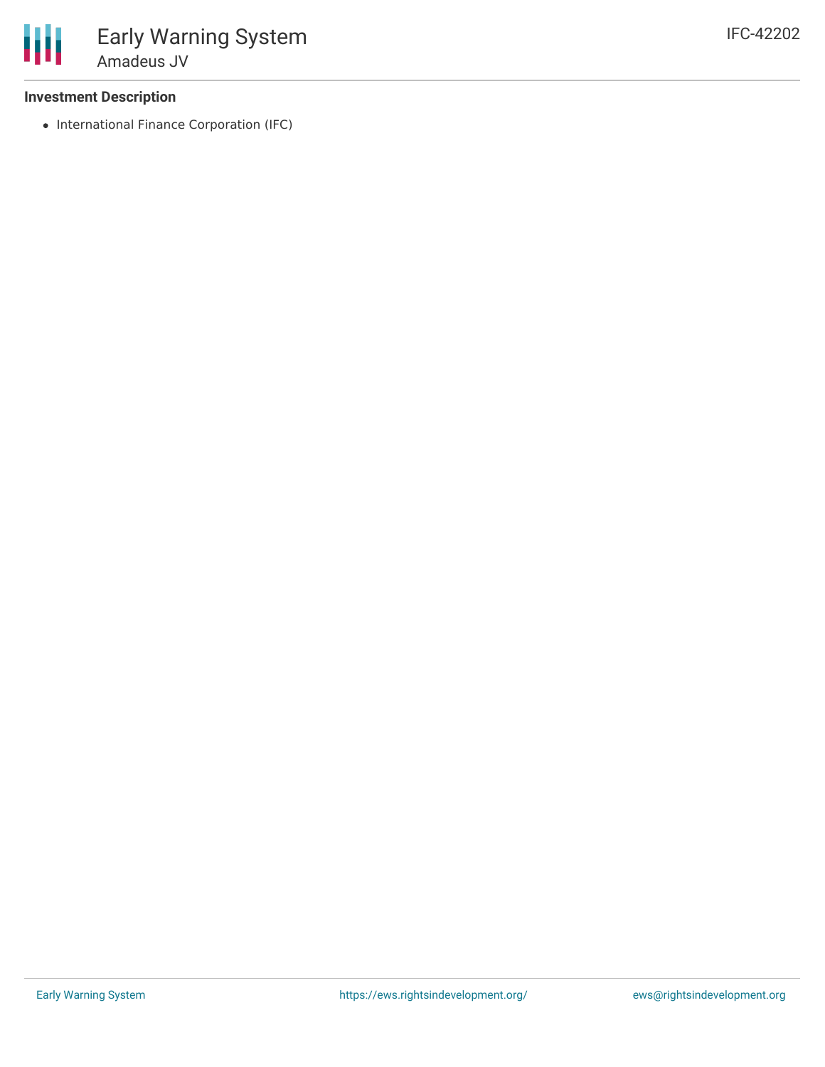### Investment Description

- International Finance Corporation (IFC)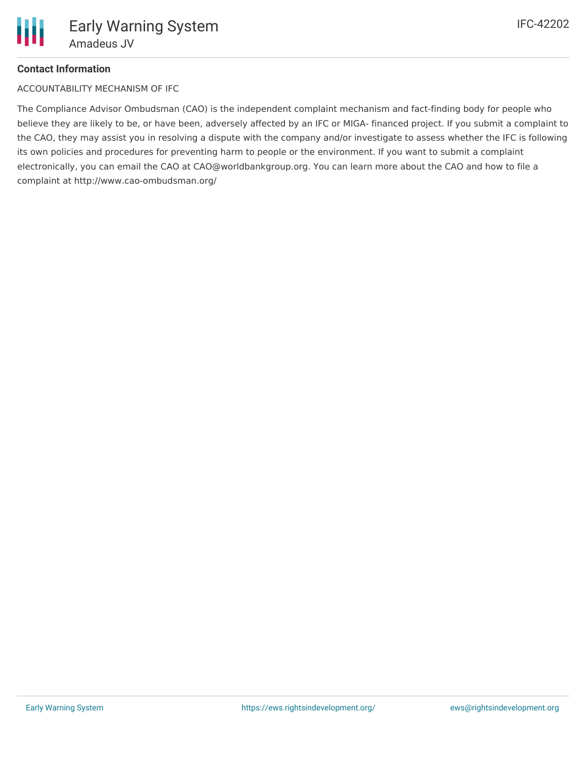**Contact Information**

ACCOUNTABILITY MECHANISM OF IFC

The Compliance Advisor Ombudsman (CAO) is the independent complaint mechanism and fact-finding body for people who believe they are likely to be, or have been, adversely affected by an IFC or MIGA- financed project. If you submit a complaint to the CAO, they may assist you in resolving a dispute with the company and/or investigate to assess whether the IFC is following its own policies and procedures for preventing harm to people or the environment. If you want to submit a complaint electronically, you can email the CAO at CAO@worldbankgroup.org. You can learn more about the CAO and how to file a complaint at http://www.cao-ombudsman.org/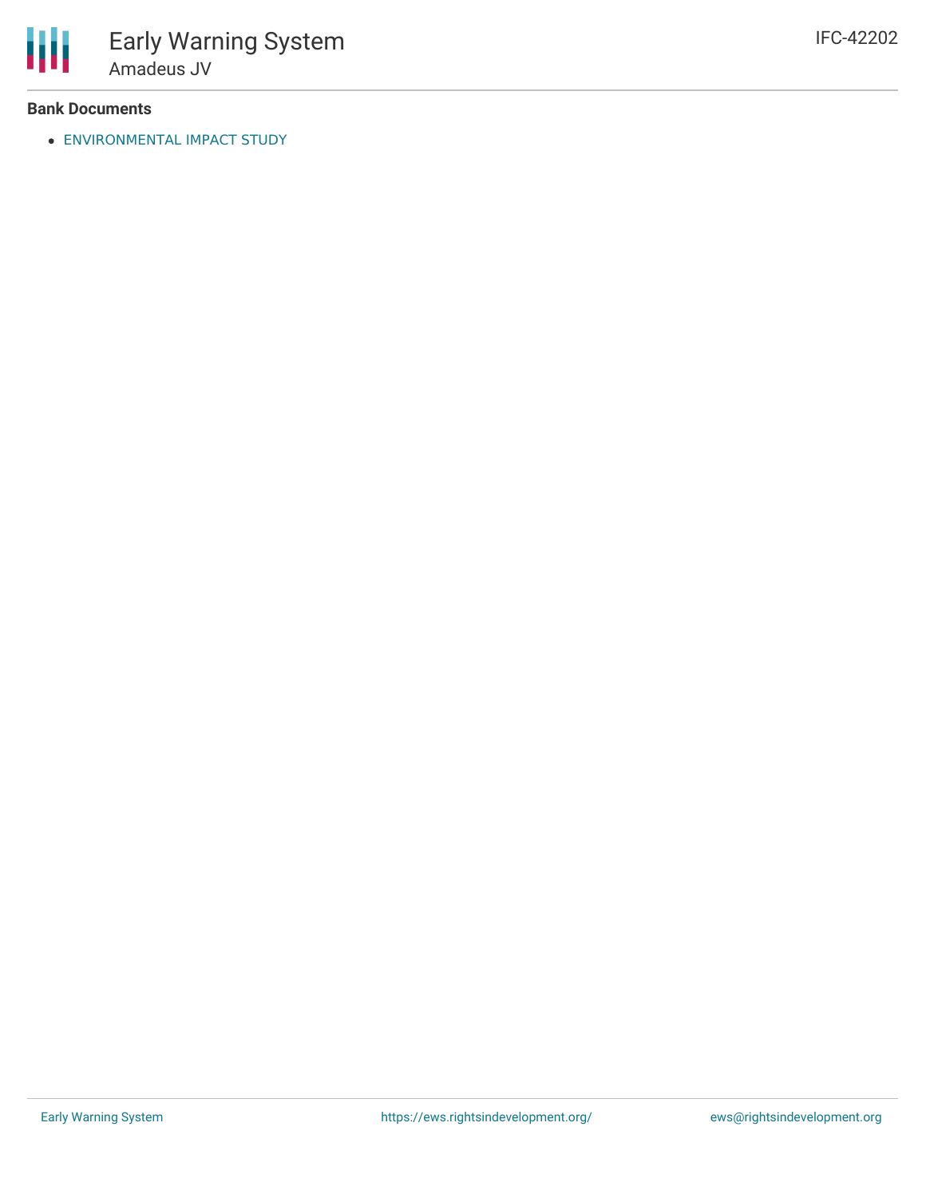**Bank Documents**

- ENVIRONMENTAL IMPACT STUDY